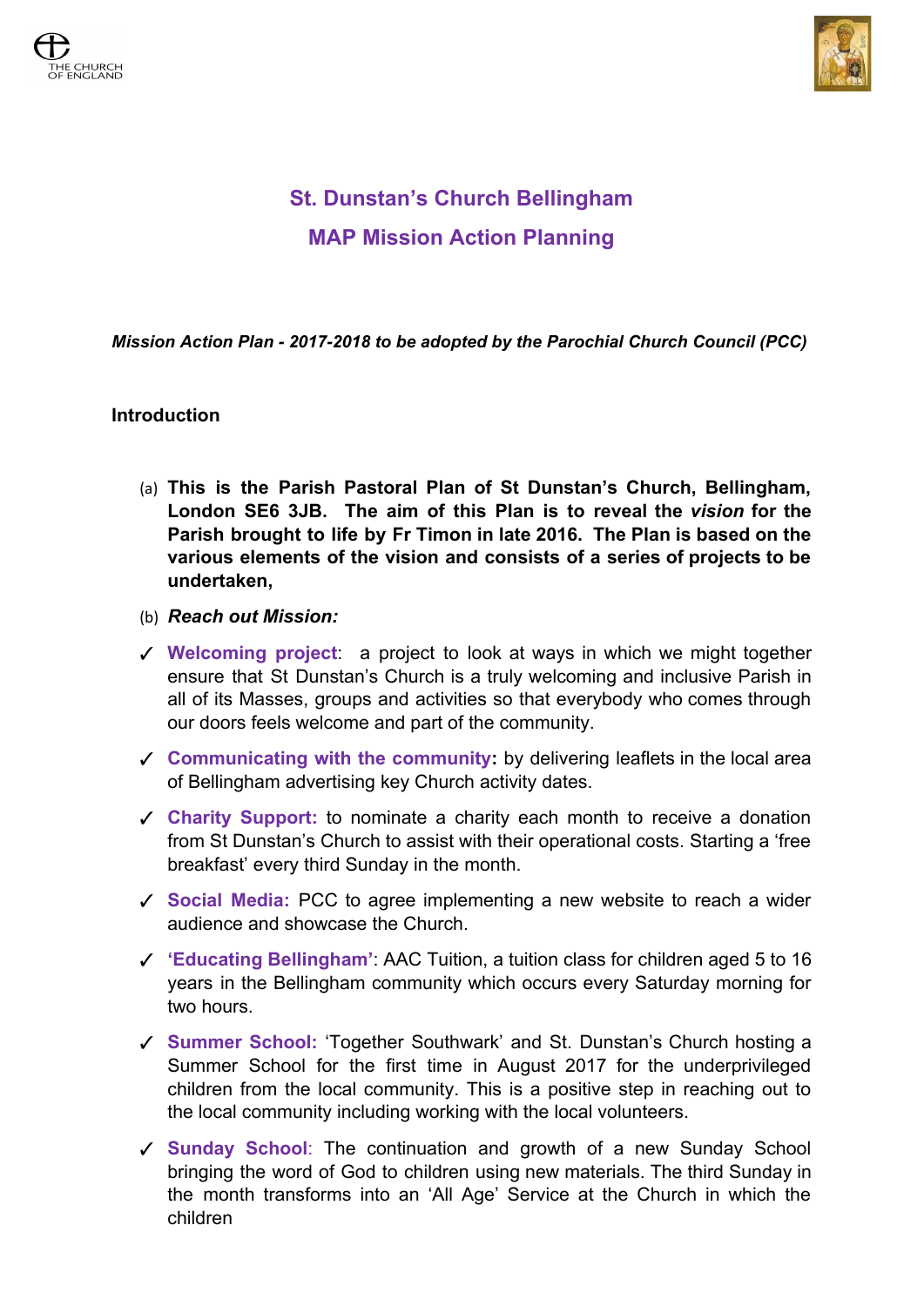## St. Dunstan's Church Bellingham

## MAP Mission Action Planning

***Mission Action Plan - 2017-2018 to be adopted by the Parochial Church Council (PCC)***

**Introduction**

(a) **This is the Parish Pastoral Plan of St Dunstan's Church, Bellingham, London SE6 3JB. The aim of this Plan is to reveal the *vision* for the Parish brought to life by Fr Timon in late 2016. The Plan is based on the various elements of the vision and consists of a series of projects to be undertaken,**

(b) ***Reach out Mission:***

- ✓ **Welcoming project**: a project to look at ways in which we might together ensure that St Dunstan's Church is a truly welcoming and inclusive Parish in all of its Masses, groups and activities so that everybody who comes through our doors feels welcome and part of the community.
- ✓ **Communicating with the community:** by delivering leaflets in the local area of Bellingham advertising key Church activity dates.
- ✓ **Charity Support:** to nominate a charity each month to receive a donation from St Dunstan's Church to assist with their operational costs. Starting a 'free breakfast' every third Sunday in the month.
- ✓ **Social Media:** PCC to agree implementing a new website to reach a wider audience and showcase the Church.
- ✓ **'Educating Bellingham'**: AAC Tuition, a tuition class for children aged 5 to 16 years in the Bellingham community which occurs every Saturday morning for two hours.
- ✓ **Summer School:** 'Together Southwark' and St. Dunstan's Church hosting a Summer School for the first time in August 2017 for the underprivileged children from the local community. This is a positive step in reaching out to the local community including working with the local volunteers.
- ✓ **Sunday School**: The continuation and growth of a new Sunday School bringing the word of God to children using new materials. The third Sunday in the month transforms into an 'All Age' Service at the Church in which the children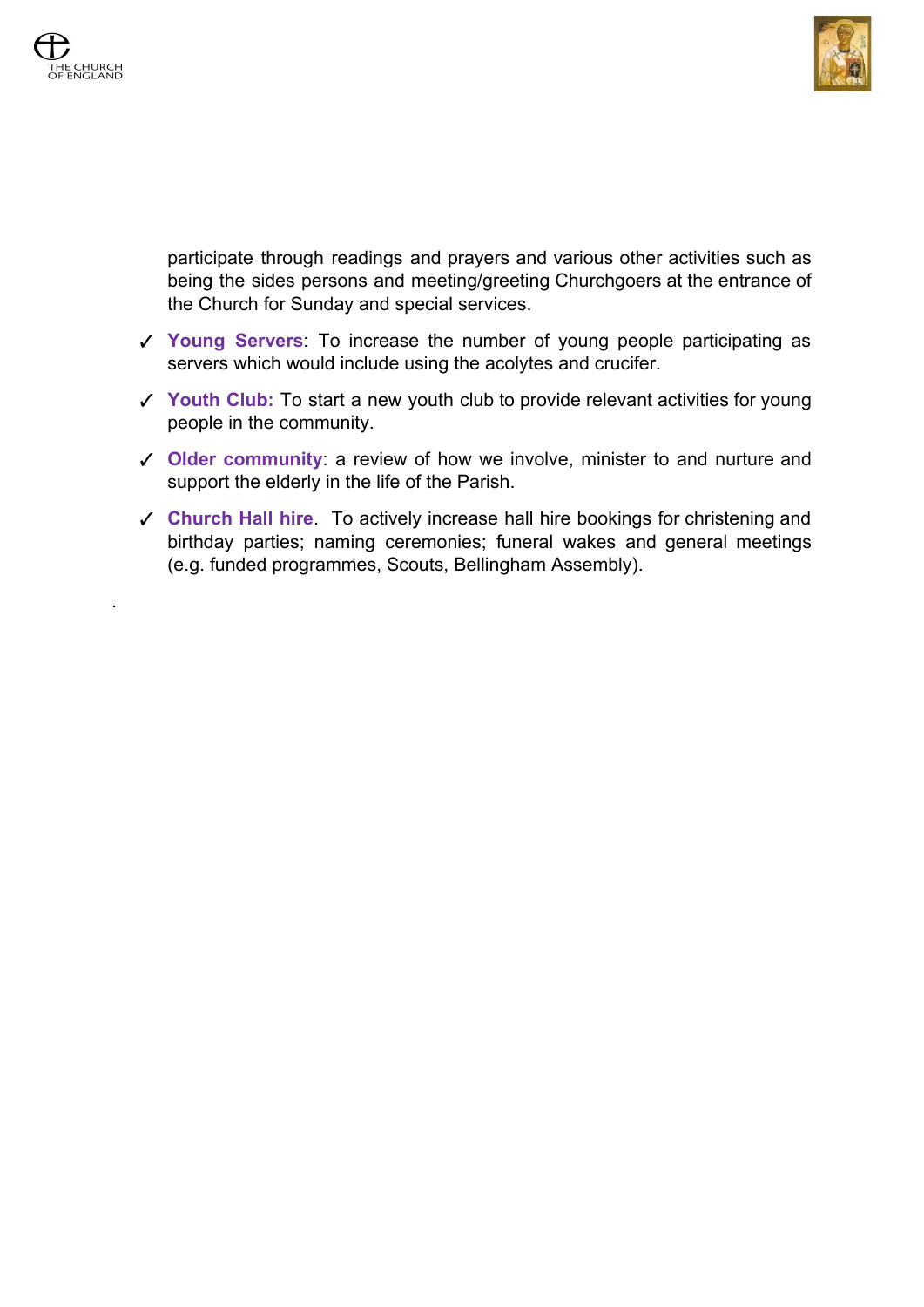participate through readings and prayers and various other activities such as being the sides persons and meeting/greeting Churchgoers at the entrance of the Church for Sunday and special services.

- ✓ **Young Servers**: To increase the number of young people participating as servers which would include using the acolytes and crucifer.
- ✓ **Youth Club:** To start a new youth club to provide relevant activities for young people in the community.
- ✓ **Older community**: a review of how we involve, minister to and nurture and support the elderly in the life of the Parish.
- ✓ **Church Hall hire**. To actively increase hall hire bookings for christening and birthday parties; naming ceremonies; funeral wakes and general meetings (e.g. funded programmes, Scouts, Bellingham Assembly).

.